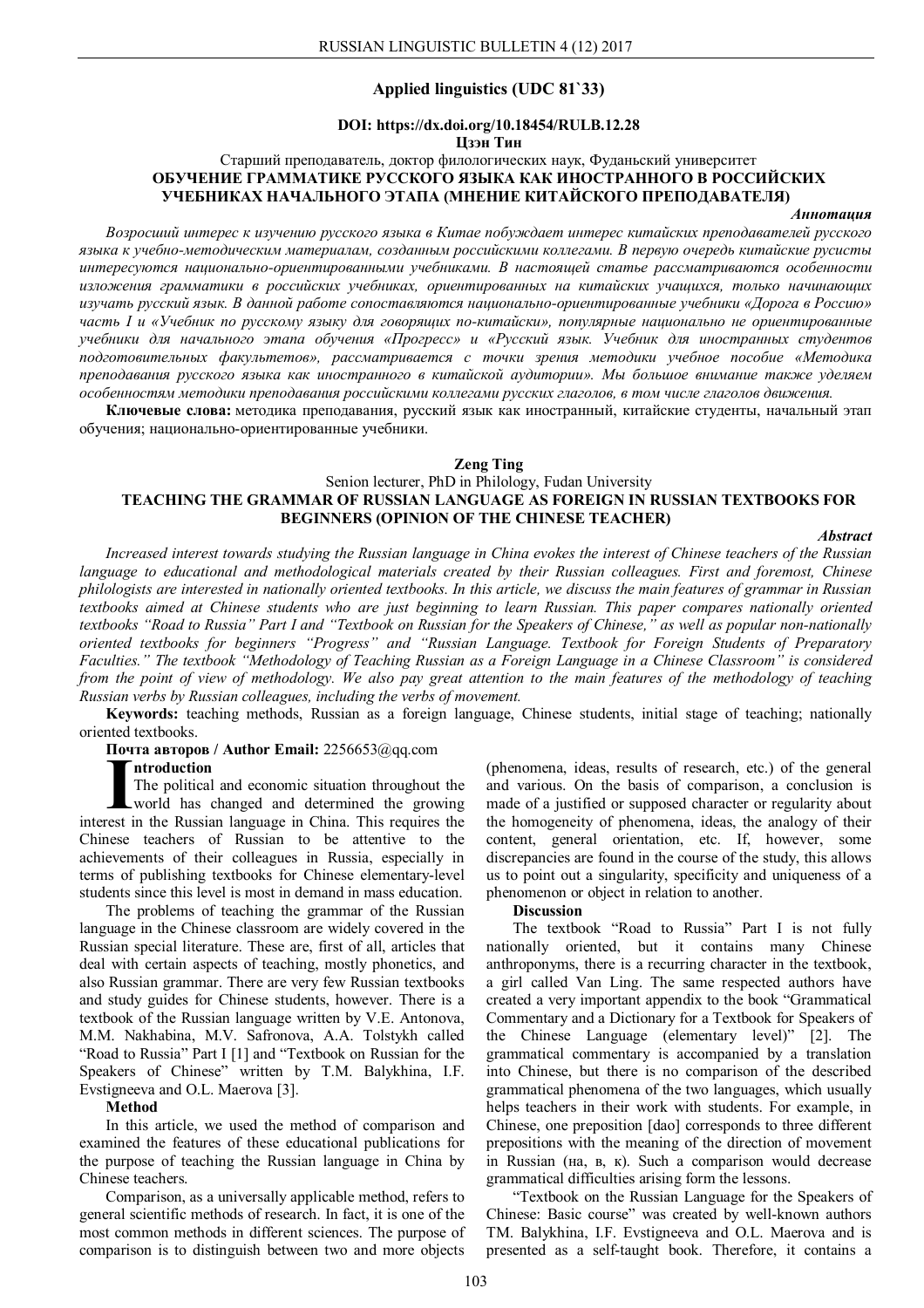## Applied linguistics (UDC 81`33)

**DOI: https://dx.doi.org/10.18454/RULB.12.28**

**Цзэн Тин**

Старший преподаватель, доктор филологических наук, Фуданьский университет

**ОБУЧЕНИЕ ГРАММАТИКЕ РУССКОГО ЯЗЫКА КАК ИНОСТРАННОГО В РОССИЙСКИХ УЧЕБНИКАХ НАЧАЛЬНОГО ЭТАПА (МНЕНИЕ КИТАЙСКОГО ПРЕПОДАВАТЕЛЯ)**

***Аннотация***

*Возросший интерес к изучению русского языка в Китае побуждает интерес китайских преподавателей русского языка к учебно-методическим материалам, созданным российскими коллегами. В первую очередь китайские русисты интересуются национально-ориентированными учебниками. В настоящей статье рассматриваются особенности изложения грамматики в российских учебниках, ориентированных на китайских учащихся, только начинающих изучать русский язык. В данной работе сопоставляются национально-ориентированные учебники «Дорога в Россию» часть I и «Учебник по русскому языку для говорящих по-китайски», популярные национально не ориентированные учебники для начального этапа обучения «Прогресс» и «Русский язык. Учебник для иностранных студентов подготовительных факультетов», рассматривается с точки зрения методики учебное пособие «Методика преподавания русского языка как иностранного в китайской аудитории». Мы большое внимание также уделяем особенностям методики преподавания российскими коллегами русских глаголов, в том числе глаголов движения.*

**Ключевые слова:** методика преподавания, русский язык как иностранный, китайские студенты, начальный этап обучения; национально-ориентированные учебники.

**Zeng Ting**

Senion lecturer, PhD in Philology, Fudan University

**TEACHING THE GRAMMAR OF RUSSIAN LANGUAGE AS FOREIGN IN RUSSIAN TEXTBOOKS FOR BEGINNERS (OPINION OF THE CHINESE TEACHER)**

***Abstract***

*Increased interest towards studying the Russian language in China evokes the interest of Chinese teachers of the Russian language to educational and methodological materials created by their Russian colleagues. First and foremost, Chinese philologists are interested in nationally oriented textbooks. In this article, we discuss the main features of grammar in Russian textbooks aimed at Chinese students who are just beginning to learn Russian. This paper compares nationally oriented textbooks "Road to Russia" Part I and "Textbook on Russian for the Speakers of Chinese," as well as popular non-nationally oriented textbooks for beginners "Progress" and "Russian Language. Textbook for Foreign Students of Preparatory Faculties." The textbook "Methodology of Teaching Russian as a Foreign Language in a Chinese Classroom" is considered from the point of view of methodology. We also pay great attention to the main features of the methodology of teaching Russian verbs by Russian colleagues, including the verbs of movement.*

**Keywords:** teaching methods, Russian as a foreign language, Chinese students, initial stage of teaching; nationally oriented textbooks.

**Почта авторов / Author Email:** 2256653@qq.com

**Introduction**

The political and economic situation throughout the world has changed and determined the growing interest in the Russian language in China. This requires the Chinese teachers of Russian to be attentive to the achievements of their colleagues in Russia, especially in terms of publishing textbooks for Chinese elementary-level students since this level is most in demand in mass education.

The problems of teaching the grammar of the Russian language in the Chinese classroom are widely covered in the Russian special literature. These are, first of all, articles that deal with certain aspects of teaching, mostly phonetics, and also Russian grammar. There are very few Russian textbooks and study guides for Chinese students, however. There is a textbook of the Russian language written by V.E. Antonova, M.M. Nakhabina, M.V. Safronova, A.A. Tolstykh called "Road to Russia" Part I [1] and "Textbook on Russian for the Speakers of Chinese" written by T.M. Balykhina, I.F. Evstigneeva and O.L. Maerova [3].

**Method**

In this article, we used the method of comparison and examined the features of these educational publications for the purpose of teaching the Russian language in China by Chinese teachers.

Comparison, as a universally applicable method, refers to general scientific methods of research. In fact, it is one of the most common methods in different sciences. The purpose of comparison is to distinguish between two and more objects (phenomena, ideas, results of research, etc.) of the general and various. On the basis of comparison, a conclusion is made of a justified or supposed character or regularity about the homogeneity of phenomena, ideas, the analogy of their content, general orientation, etc. If, however, some discrepancies are found in the course of the study, this allows us to point out a singularity, specificity and uniqueness of a phenomenon or object in relation to another.

**Discussion**

The textbook "Road to Russia" Part I is not fully nationally oriented, but it contains many Chinese anthroponyms, there is a recurring character in the textbook, a girl called Van Ling. The same respected authors have created a very important appendix to the book "Grammatical Commentary and a Dictionary for a Textbook for Speakers of the Chinese Language (elementary level)" [2]. The grammatical commentary is accompanied by a translation into Chinese, but there is no comparison of the described grammatical phenomena of the two languages, which usually helps teachers in their work with students. For example, in Chinese, one preposition [dao] corresponds to three different prepositions with the meaning of the direction of movement in Russian (на, в, к). Such a comparison would decrease grammatical difficulties arising form the lessons.

"Textbook on the Russian Language for the Speakers of Chinese: Basic course" was created by well-known authors TM. Balykhina, I.F. Evstigneeva and O.L. Maerova and is presented as a self-taught book. Therefore, it contains a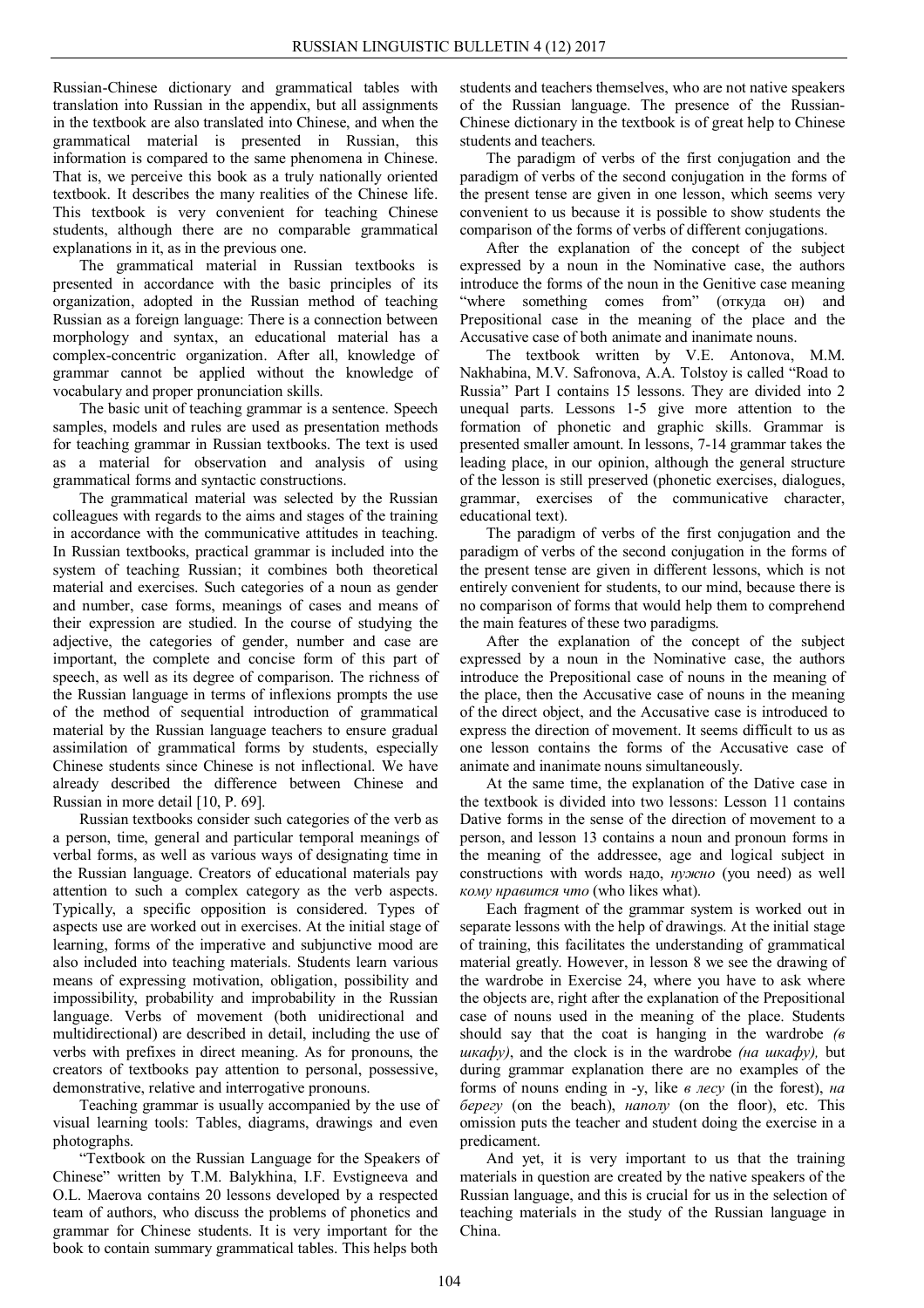Russian-Chinese dictionary and grammatical tables with translation into Russian in the appendix, but all assignments in the textbook are also translated into Chinese, and when the grammatical material is presented in Russian, this information is compared to the same phenomena in Chinese. That is, we perceive this book as a truly nationally oriented textbook. It describes the many realities of the Chinese life. This textbook is very convenient for teaching Chinese students, although there are no comparable grammatical explanations in it, as in the previous one.

The grammatical material in Russian textbooks is presented in accordance with the basic principles of its organization, adopted in the Russian method of teaching Russian as a foreign language: There is a connection between morphology and syntax, an educational material has a complex-concentric organization. After all, knowledge of grammar cannot be applied without the knowledge of vocabulary and proper pronunciation skills.

The basic unit of teaching grammar is a sentence. Speech samples, models and rules are used as presentation methods for teaching grammar in Russian textbooks. The text is used as a material for observation and analysis of using grammatical forms and syntactic constructions.

The grammatical material was selected by the Russian colleagues with regards to the aims and stages of the training in accordance with the communicative attitudes in teaching. In Russian textbooks, practical grammar is included into the system of teaching Russian; it combines both theoretical material and exercises. Such categories of a noun as gender and number, case forms, meanings of cases and means of their expression are studied. In the course of studying the adjective, the categories of gender, number and case are important, the complete and concise form of this part of speech, as well as its degree of comparison. The richness of the Russian language in terms of inflexions prompts the use of the method of sequential introduction of grammatical material by the Russian language teachers to ensure gradual assimilation of grammatical forms by students, especially Chinese students since Chinese is not inflectional. We have already described the difference between Chinese and Russian in more detail [10, P. 69].

Russian textbooks consider such categories of the verb as a person, time, general and particular temporal meanings of verbal forms, as well as various ways of designating time in the Russian language. Creators of educational materials pay attention to such a complex category as the verb aspects. Typically, a specific opposition is considered. Types of aspects use are worked out in exercises. At the initial stage of learning, forms of the imperative and subjunctive mood are also included into teaching materials. Students learn various means of expressing motivation, obligation, possibility and impossibility, probability and improbability in the Russian language. Verbs of movement (both unidirectional and multidirectional) are described in detail, including the use of verbs with prefixes in direct meaning. As for pronouns, the creators of textbooks pay attention to personal, possessive, demonstrative, relative and interrogative pronouns.

Teaching grammar is usually accompanied by the use of visual learning tools: Tables, diagrams, drawings and even photographs.

"Textbook on the Russian Language for the Speakers of Chinese" written by T.M. Balykhina, I.F. Evstigneeva and O.L. Maerova contains 20 lessons developed by a respected team of authors, who discuss the problems of phonetics and grammar for Chinese students. It is very important for the book to contain summary grammatical tables. This helps both students and teachers themselves, who are not native speakers of the Russian language. The presence of the Russian-Chinese dictionary in the textbook is of great help to Chinese students and teachers.

The paradigm of verbs of the first conjugation and the paradigm of verbs of the second conjugation in the forms of the present tense are given in one lesson, which seems very convenient to us because it is possible to show students the comparison of the forms of verbs of different conjugations.

After the explanation of the concept of the subject expressed by a noun in the Nominative case, the authors introduce the forms of the noun in the Genitive case meaning "where something comes from" (откуда он) and Prepositional case in the meaning of the place and the Accusative case of both animate and inanimate nouns.

The textbook written by V.E. Antonova, M.M. Nakhabina, M.V. Safronova, A.A. Tolstoy is called "Road to Russia" Part I contains 15 lessons. They are divided into 2 unequal parts. Lessons 1-5 give more attention to the formation of phonetic and graphic skills. Grammar is presented smaller amount. In lessons, 7-14 grammar takes the leading place, in our opinion, although the general structure of the lesson is still preserved (phonetic exercises, dialogues, grammar, exercises of the communicative character, educational text).

The paradigm of verbs of the first conjugation and the paradigm of verbs of the second conjugation in the forms of the present tense are given in different lessons, which is not entirely convenient for students, to our mind, because there is no comparison of forms that would help them to comprehend the main features of these two paradigms.

After the explanation of the concept of the subject expressed by a noun in the Nominative case, the authors introduce the Prepositional case of nouns in the meaning of the place, then the Accusative case of nouns in the meaning of the direct object, and the Accusative case is introduced to express the direction of movement. It seems difficult to us as one lesson contains the forms of the Accusative case of animate and inanimate nouns simultaneously.

At the same time, the explanation of the Dative case in the textbook is divided into two lessons: Lesson 11 contains Dative forms in the sense of the direction of movement to a person, and lesson 13 contains a noun and pronoun forms in the meaning of the addressee, age and logical subject in constructions with words надо, *нужно* (you need) as well *кому нравится что* (who likes what).

Each fragment of the grammar system is worked out in separate lessons with the help of drawings. At the initial stage of training, this facilitates the understanding of grammatical material greatly. However, in lesson 8 we see the drawing of the wardrobe in Exercise 24, where you have to ask where the objects are, right after the explanation of the Prepositional case of nouns used in the meaning of the place. Students should say that the coat is hanging in the wardrobe *(в шкафу)*, and the clock is in the wardrobe *(на шкафу),* but during grammar explanation there are no examples of the forms of nouns ending in -у, like *в лесу* (in the forest), *на берегу* (on the beach), *наполу* (on the floor), etc. This omission puts the teacher and student doing the exercise in a predicament.

And yet, it is very important to us that the training materials in question are created by the native speakers of the Russian language, and this is crucial for us in the selection of teaching materials in the study of the Russian language in China.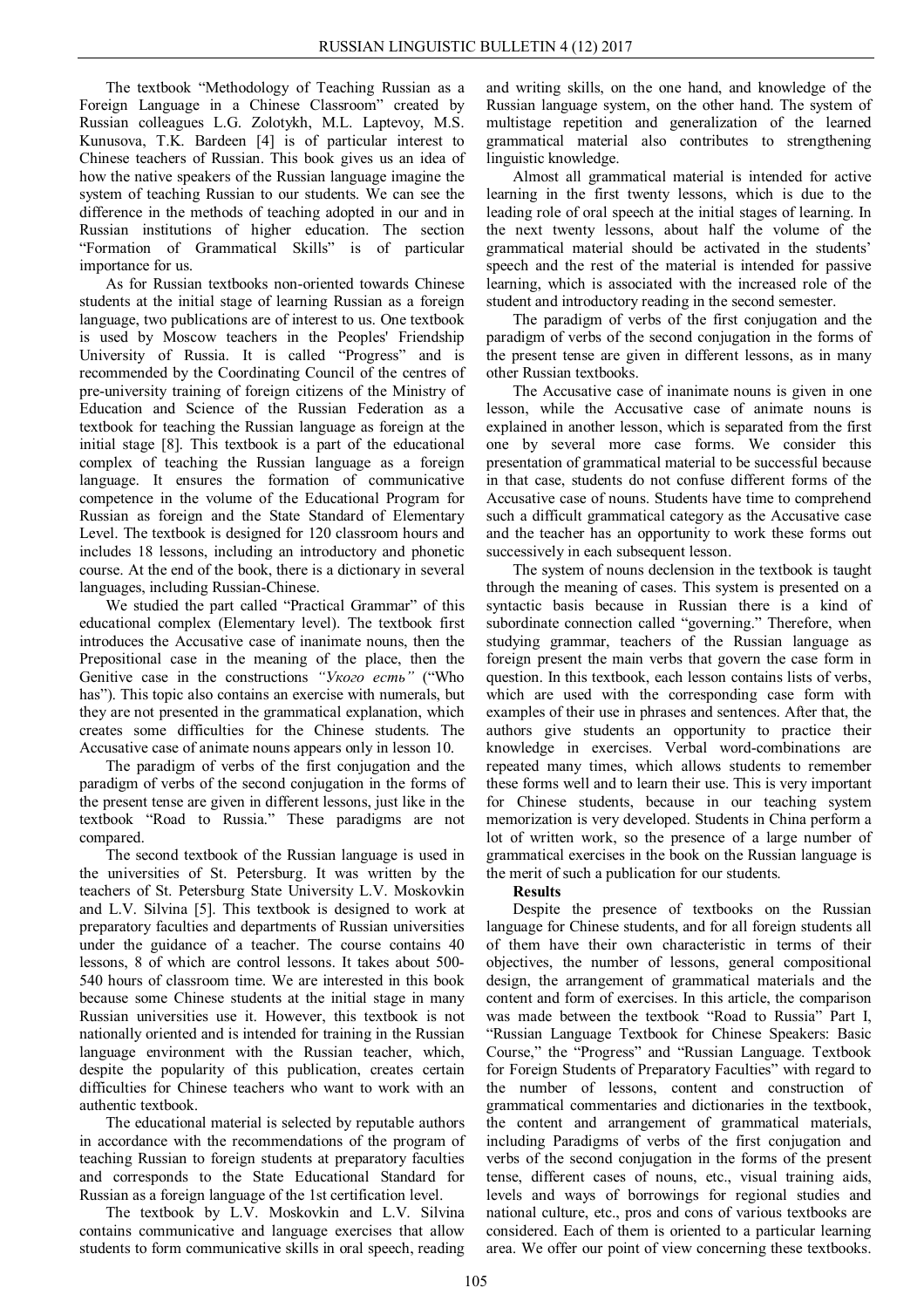The textbook "Methodology of Teaching Russian as a Foreign Language in a Chinese Classroom" created by Russian colleagues L.G. Zolotykh, M.L. Laptevoy, M.S. Kunusova, T.K. Bardeen [4] is of particular interest to Chinese teachers of Russian. This book gives us an idea of how the native speakers of the Russian language imagine the system of teaching Russian to our students. We can see the difference in the methods of teaching adopted in our and in Russian institutions of higher education. The section "Formation of Grammatical Skills" is of particular importance for us.

As for Russian textbooks non-oriented towards Chinese students at the initial stage of learning Russian as a foreign language, two publications are of interest to us. One textbook is used by Moscow teachers in the Peoples' Friendship University of Russia. It is called "Progress" and is recommended by the Coordinating Council of the centres of pre-university training of foreign citizens of the Ministry of Education and Science of the Russian Federation as a textbook for teaching the Russian language as foreign at the initial stage [8]. This textbook is a part of the educational complex of teaching the Russian language as a foreign language. It ensures the formation of communicative competence in the volume of the Educational Program for Russian as foreign and the State Standard of Elementary Level. The textbook is designed for 120 classroom hours and includes 18 lessons, including an introductory and phonetic course. At the end of the book, there is a dictionary in several languages, including Russian-Chinese.

We studied the part called "Practical Grammar" of this educational complex (Elementary level). The textbook first introduces the Accusative case of inanimate nouns, then the Prepositional case in the meaning of the place, then the Genitive case in the constructions *"У кого есть"* ("Who has"). This topic also contains an exercise with numerals, but they are not presented in the grammatical explanation, which creates some difficulties for the Chinese students. The Accusative case of animate nouns appears only in lesson 10.

The paradigm of verbs of the first conjugation and the paradigm of verbs of the second conjugation in the forms of the present tense are given in different lessons, just like in the textbook "Road to Russia." These paradigms are not compared.

The second textbook of the Russian language is used in the universities of St. Petersburg. It was written by the teachers of St. Petersburg State University L.V. Moskovkin and L.V. Silvina [5]. This textbook is designed to work at preparatory faculties and departments of Russian universities under the guidance of a teacher. The course contains 40 lessons, 8 of which are control lessons. It takes about 500-540 hours of classroom time. We are interested in this book because some Chinese students at the initial stage in many Russian universities use it. However, this textbook is not nationally oriented and is intended for training in the Russian language environment with the Russian teacher, which, despite the popularity of this publication, creates certain difficulties for Chinese teachers who want to work with an authentic textbook.

The educational material is selected by reputable authors in accordance with the recommendations of the program of teaching Russian to foreign students at preparatory faculties and corresponds to the State Educational Standard for Russian as a foreign language of the 1st certification level.

The textbook by L.V. Moskovkin and L.V. Silvina contains communicative and language exercises that allow students to form communicative skills in oral speech, reading and writing skills, on the one hand, and knowledge of the Russian language system, on the other hand. The system of multistage repetition and generalization of the learned grammatical material also contributes to strengthening linguistic knowledge.

Almost all grammatical material is intended for active learning in the first twenty lessons, which is due to the leading role of oral speech at the initial stages of learning. In the next twenty lessons, about half the volume of the grammatical material should be activated in the students' speech and the rest of the material is intended for passive learning, which is associated with the increased role of the student and introductory reading in the second semester.

The paradigm of verbs of the first conjugation and the paradigm of verbs of the second conjugation in the forms of the present tense are given in different lessons, as in many other Russian textbooks.

The Accusative case of inanimate nouns is given in one lesson, while the Accusative case of animate nouns is explained in another lesson, which is separated from the first one by several more case forms. We consider this presentation of grammatical material to be successful because in that case, students do not confuse different forms of the Accusative case of nouns. Students have time to comprehend such a difficult grammatical category as the Accusative case and the teacher has an opportunity to work these forms out successively in each subsequent lesson.

The system of nouns declension in the textbook is taught through the meaning of cases. This system is presented on a syntactic basis because in Russian there is a kind of subordinate connection called "governing." Therefore, when studying grammar, teachers of the Russian language as foreign present the main verbs that govern the case form in question. In this textbook, each lesson contains lists of verbs, which are used with the corresponding case form with examples of their use in phrases and sentences. After that, the authors give students an opportunity to practice their knowledge in exercises. Verbal word-combinations are repeated many times, which allows students to remember these forms well and to learn their use. This is very important for Chinese students, because in our teaching system memorization is very developed. Students in China perform a lot of written work, so the presence of a large number of grammatical exercises in the book on the Russian language is the merit of such a publication for our students.

**Results**

Despite the presence of textbooks on the Russian language for Chinese students, and for all foreign students all of them have their own characteristic in terms of their objectives, the number of lessons, general compositional design, the arrangement of grammatical materials and the content and form of exercises. In this article, the comparison was made between the textbook "Road to Russia" Part I, "Russian Language Textbook for Chinese Speakers: Basic Course," the "Progress" and "Russian Language. Textbook for Foreign Students of Preparatory Faculties" with regard to the number of lessons, content and construction of grammatical commentaries and dictionaries in the textbook, the content and arrangement of grammatical materials, including Paradigms of verbs of the first conjugation and verbs of the second conjugation in the forms of the present tense, different cases of nouns, etc., visual training aids, levels and ways of borrowings for regional studies and national culture, etc., pros and cons of various textbooks are considered. Each of them is oriented to a particular learning area. We offer our point of view concerning these textbooks.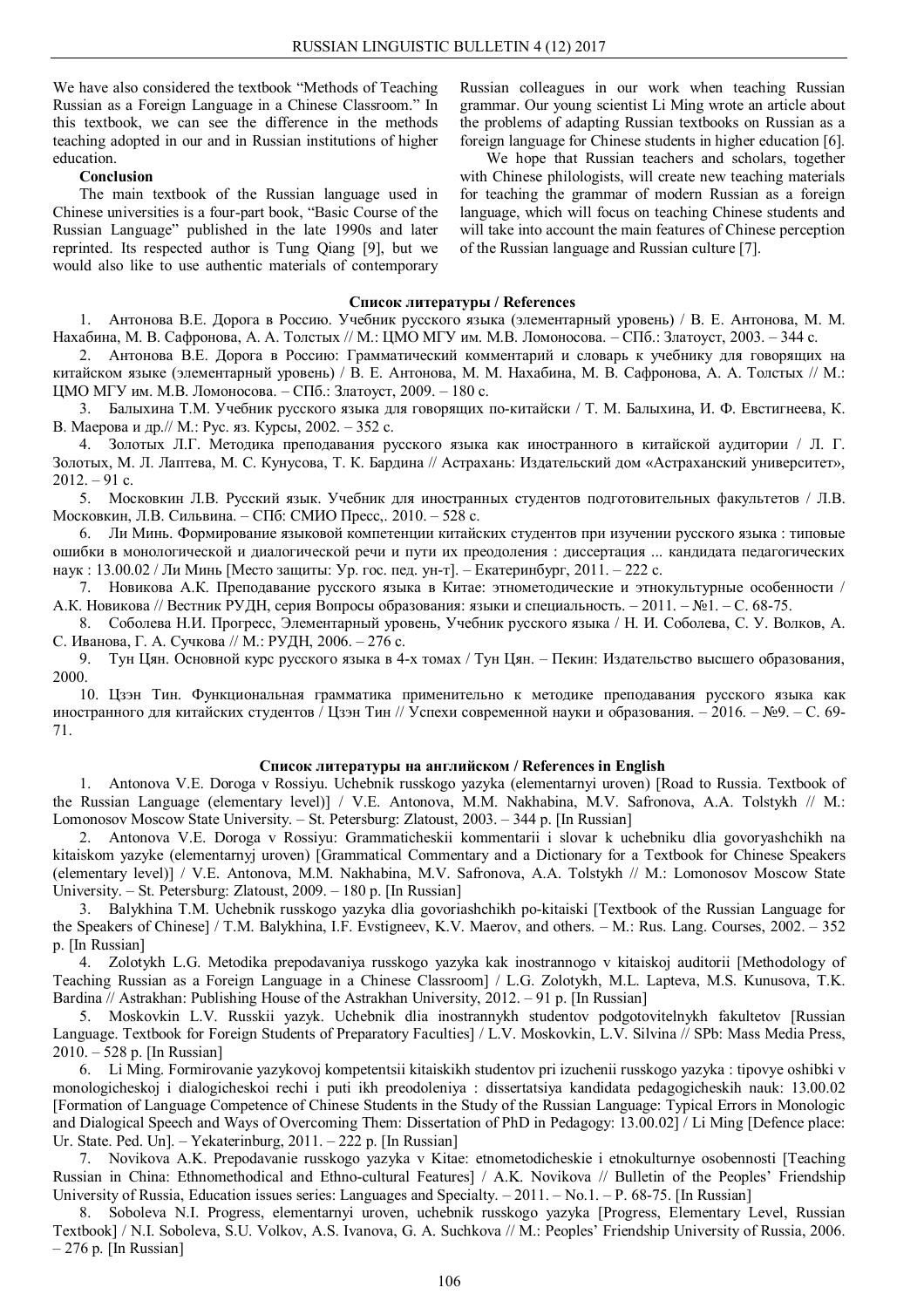We have also considered the textbook "Methods of Teaching Russian as a Foreign Language in a Chinese Classroom." In this textbook, we can see the difference in the methods teaching adopted in our and in Russian institutions of higher education.

**Conclusion**

The main textbook of the Russian language used in Chinese universities is a four-part book, "Basic Course of the Russian Language" published in the late 1990s and later reprinted. Its respected author is Tung Qiang [9], but we would also like to use authentic materials of contemporary Russian colleagues in our work when teaching Russian grammar. Our young scientist Li Ming wrote an article about the problems of adapting Russian textbooks on Russian as a foreign language for Chinese students in higher education [6].

We hope that Russian teachers and scholars, together with Chinese philologists, will create new teaching materials for teaching the grammar of modern Russian as a foreign language, which will focus on teaching Chinese students and will take into account the main features of Chinese perception of the Russian language and Russian culture [7].

### Список литературы / References

1. Антонова В.Е. Дорога в Россию. Учебник русского языка (элементарный уровень) / В. Е. Антонова, М. М. Нахабина, М. В. Сафронова, А. А. Толстых // М.: ЦМО МГУ им. М.В. Ломоносова. – СПб.: Златоуст, 2003. – 344 с.
2. Антонова В.Е. Дорога в Россию: Грамматический комментарий и словарь к учебнику для говорящих на китайском языке (элементарный уровень) / В. Е. Антонова, М. М. Нахабина, М. В. Сафронова, А. А. Толстых // М.: ЦМО МГУ им. М.В. Ломоносова. – СПб.: Златоуст, 2009. – 180 с.
3. Балыхина Т.М. Учебник русского языка для говорящих по-китайски / Т. М. Балыхина, И. Ф. Евстигнеева, К. В. Маерова и др.// М.: Рус. яз. Курсы, 2002. – 352 с.
4. Золотых Л.Г. Методика преподавания русского языка как иностранного в китайской аудитории / Л. Г. Золотых, М. Л. Лаптева, М. С. Кунусова, Т. К. Бардина // Астрахань: Издательский дом «Астраханский университет», 2012. – 91 с.
5. Московкин Л.В. Русский язык. Учебник для иностранных студентов подготовительных факультетов / Л.В. Московкин, Л.В. Сильвина. – СПб: СМИО Пресс,. 2010. – 528 с.
6. Ли Минь. Формирование языковой компетенции китайских студентов при изучении русского языка : типовые ошибки в монологической и диалогической речи и пути их преодоления : диссертация ... кандидата педагогических наук : 13.00.02 / Ли Минь [Место защиты: Ур. гос. пед. ун-т]. – Екатеринбург, 2011. – 222 с.
7. Новикова А.К. Преподавание русского языка в Китае: этнометодические и этнокультурные особенности / А.К. Новикова // Вестник РУДН, серия Вопросы образования: языки и специальность. – 2011. – №1. – С. 68-75.
8. Соболева Н.И. Прогресс, Элементарный уровень, Учебник русского языка / Н. И. Соболева, С. У. Волков, А. С. Иванова, Г. А. Сучкова // М.: РУДН, 2006. – 276 с.
9. Тун Цян. Основной курс русского языка в 4-х томах / Тун Цян. – Пекин: Издательство высшего образования, 2000.
10. Цзэн Тин. Функциональная грамматика применительно к методике преподавания русского языка как иностранного для китайских студентов / Цзэн Тин // Успехи современной науки и образования. – 2016. – №9. – С. 69-71.

### Список литературы на английском / References in English

1. Antonova V.E. Doroga v Rossiyu. Uchebnik russkogo yazyka (elementarnyi uroven) [Road to Russia. Textbook of the Russian Language (elementary level)] / V.E. Antonova, M.M. Nakhabina, M.V. Safronova, A.A. Tolstykh // M.: Lomonosov Moscow State University. – St. Petersburg: Zlatoust, 2003. – 344 p. [In Russian]
2. Antonova V.E. Doroga v Rossiyu: Grammaticheskii kommentarii i slovar k uchebniku dlia govoryashchikh na kitaiskom yazyke (elementarnyj uroven) [Grammatical Commentary and a Dictionary for a Textbook for Chinese Speakers (elementary level)] / V.E. Antonova, M.M. Nakhabina, M.V. Safronova, A.A. Tolstykh // M.: Lomonosov Moscow State University. – St. Petersburg: Zlatoust, 2009. – 180 p. [In Russian]
3. Balykhina T.M. Uchebnik russkogo yazyka dlia govoriashchikh po-kitaiski [Textbook of the Russian Language for the Speakers of Chinese] / T.M. Balykhina, I.F. Evstigneev, K.V. Maerov, and others. – M.: Rus. Lang. Courses, 2002. – 352 p. [In Russian]
4. Zolotykh L.G. Metodika prepodavaniya russkogo yazyka kak inostrannogo v kitaiskoj auditorii [Methodology of Teaching Russian as a Foreign Language in a Chinese Classroom] / L.G. Zolotykh, M.L. Lapteva, M.S. Kunusova, T.K. Bardina // Astrakhan: Publishing House of the Astrakhan University, 2012. – 91 p. [In Russian]
5. Moskovkin L.V. Russkii yazyk. Uchebnik dlia inostrannykh studentov podgotovitelnykh fakultetov [Russian Language. Textbook for Foreign Students of Preparatory Faculties] / L.V. Moskovkin, L.V. Silvina // SPb: Mass Media Press, 2010. – 528 p. [In Russian]
6. Li Ming. Formirovanie yazykovoj kompetentsii kitaiskikh studentov pri izuchenii russkogo yazyka : tipovye oshibki v monologicheskoj i dialogicheskoi rechi i puti ikh preodoleniya : dissertatsiya kandidata pedagogicheskih nauk: 13.00.02 [Formation of Language Competence of Chinese Students in the Study of the Russian Language: Typical Errors in Monologic and Dialogical Speech and Ways of Overcoming Them: Dissertation of PhD in Pedagogy: 13.00.02] / Li Ming [Defence place: Ur. State. Ped. Un]. – Yekaterinburg, 2011. – 222 p. [In Russian]
7. Novikova A.K. Prepodavanie russkogo yazyka v Kitae: etnometodicheskie i etnokulturnye osobennosti [Teaching Russian in China: Ethnomethodical and Ethno-cultural Features] / A.K. Novikova // Bulletin of the Peoples' Friendship University of Russia, Education issues series: Languages and Specialty. – 2011. – No.1. – P. 68-75. [In Russian]
8. Soboleva N.I. Progress, elementarnyi uroven, uchebnik russkogo yazyka [Progress, Elementary Level, Russian Textbook] / N.I. Soboleva, S.U. Volkov, A.S. Ivanova, G. A. Suchkova // M.: Peoples' Friendship University of Russia, 2006. – 276 p. [In Russian]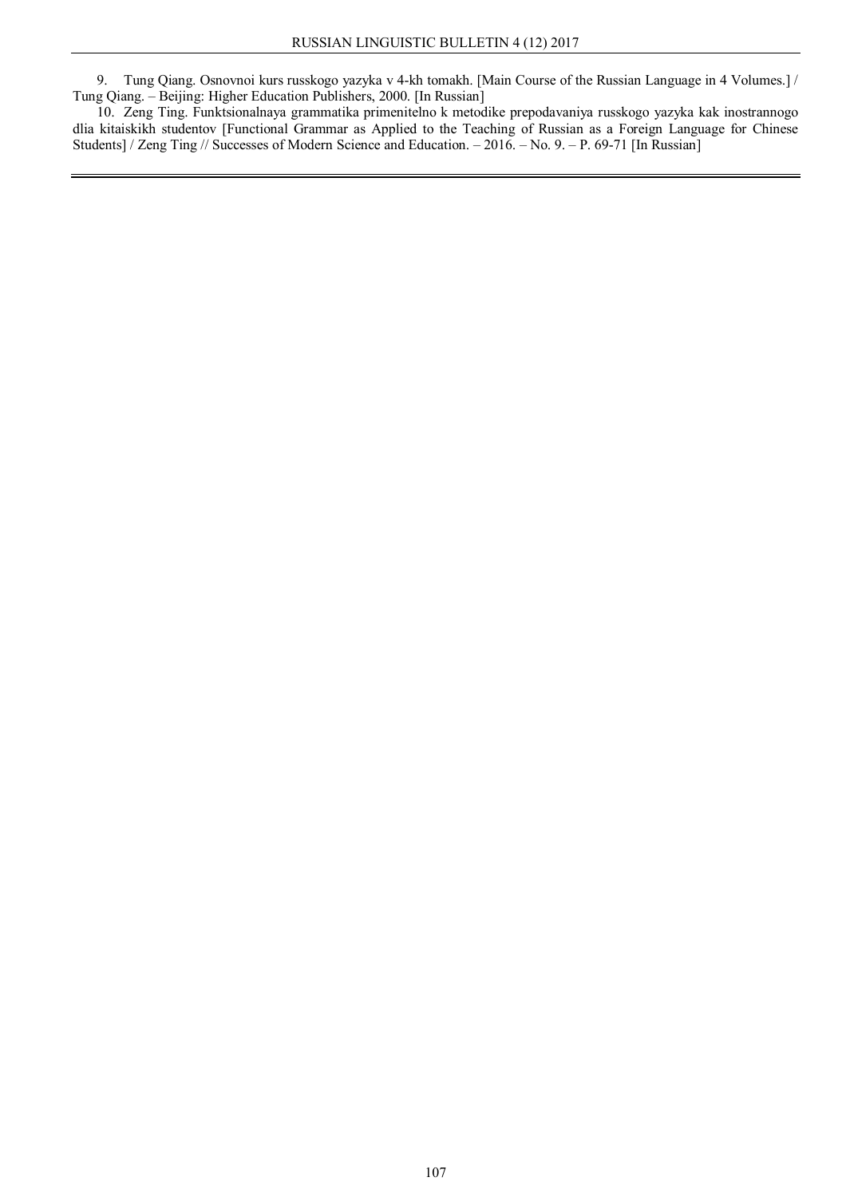9. Tung Qiang. Osnovnoi kurs russkogo yazyka v 4-kh tomakh. [Main Course of the Russian Language in 4 Volumes.] / Tung Qiang. – Beijing: Higher Education Publishers, 2000. [In Russian]

10. Zeng Ting. Funktsionalnaya grammatika primenitelno k metodike prepodavaniya russkogo yazyka kak inostrannogo dlia kitaiskikh studentov [Functional Grammar as Applied to the Teaching of Russian as a Foreign Language for Chinese Students] / Zeng Ting // Successes of Modern Science and Education. – 2016. – No. 9. – P. 69-71 [In Russian]